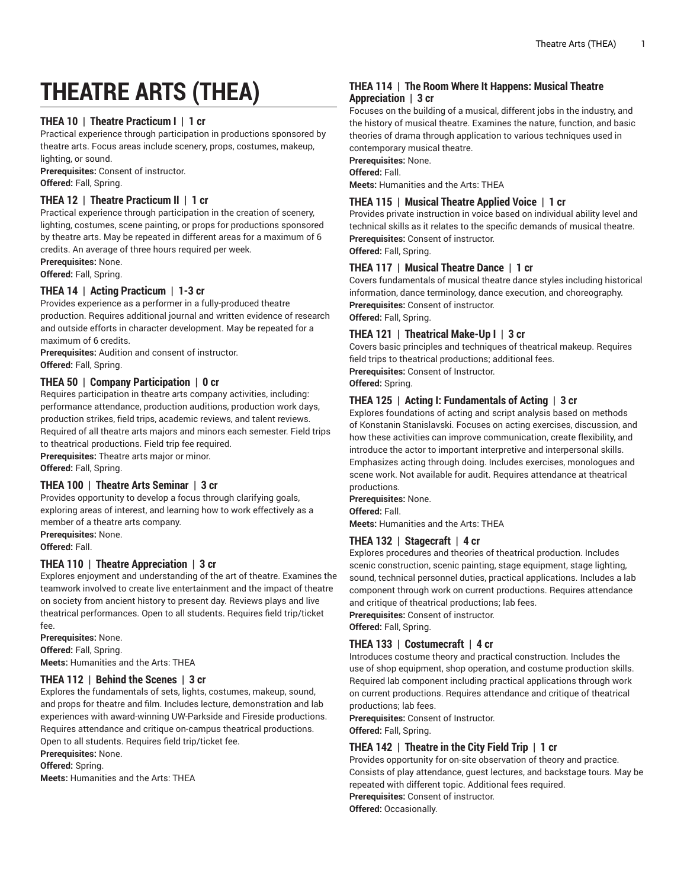# THEATRE ARTS (THEA)

### THEA 10 | Theatre Practicum I | 1 cr

Practical experience through participation in productions sponsored by theatre arts. Focus areas include scenery, props, costumes, makeup, lighting, or sound.

**Prerequisites:** Consent of instructor.
**Offered:** Fall, Spring.

### THEA 12 | Theatre Practicum II | 1 cr

Practical experience through participation in the creation of scenery, lighting, costumes, scene painting, or props for productions sponsored by theatre arts. May be repeated in different areas for a maximum of 6 credits. An average of three hours required per week.

**Prerequisites:** None.
**Offered:** Fall, Spring.

### THEA 14 | Acting Practicum | 1-3 cr

Provides experience as a performer in a fully-produced theatre production. Requires additional journal and written evidence of research and outside efforts in character development. May be repeated for a maximum of 6 credits.

**Prerequisites:** Audition and consent of instructor.
**Offered:** Fall, Spring.

### THEA 50 | Company Participation | 0 cr

Requires participation in theatre arts company activities, including: performance attendance, production auditions, production work days, production strikes, field trips, academic reviews, and talent reviews. Required of all theatre arts majors and minors each semester. Field trips to theatrical productions. Field trip fee required.

**Prerequisites:** Theatre arts major or minor.
**Offered:** Fall, Spring.

### THEA 100 | Theatre Arts Seminar | 3 cr

Provides opportunity to develop a focus through clarifying goals, exploring areas of interest, and learning how to work effectively as a member of a theatre arts company.

**Prerequisites:** None.
**Offered:** Fall.

### THEA 110 | Theatre Appreciation | 3 cr

Explores enjoyment and understanding of the art of theatre. Examines the teamwork involved to create live entertainment and the impact of theatre on society from ancient history to present day. Reviews plays and live theatrical performances. Open to all students. Requires field trip/ticket fee.

**Prerequisites:** None.
**Offered:** Fall, Spring.
**Meets:** Humanities and the Arts: THEA

### THEA 112 | Behind the Scenes | 3 cr

Explores the fundamentals of sets, lights, costumes, makeup, sound, and props for theatre and film. Includes lecture, demonstration and lab experiences with award-winning UW-Parkside and Fireside productions. Requires attendance and critique on-campus theatrical productions. Open to all students. Requires field trip/ticket fee.

**Prerequisites:** None.
**Offered:** Spring.
**Meets:** Humanities and the Arts: THEA

### THEA 114 | The Room Where It Happens: Musical Theatre Appreciation | 3 cr

Focuses on the building of a musical, different jobs in the industry, and the history of musical theatre. Examines the nature, function, and basic theories of drama through application to various techniques used in contemporary musical theatre.

**Prerequisites:** None.
**Offered:** Fall.
**Meets:** Humanities and the Arts: THEA

### THEA 115 | Musical Theatre Applied Voice | 1 cr

Provides private instruction in voice based on individual ability level and technical skills as it relates to the specific demands of musical theatre.

**Prerequisites:** Consent of instructor.
**Offered:** Fall, Spring.

### THEA 117 | Musical Theatre Dance | 1 cr

Covers fundamentals of musical theatre dance styles including historical information, dance terminology, dance execution, and choreography.

**Prerequisites:** Consent of instructor.
**Offered:** Fall, Spring.

### THEA 121 | Theatrical Make-Up I | 3 cr

Covers basic principles and techniques of theatrical makeup. Requires field trips to theatrical productions; additional fees.

**Prerequisites:** Consent of Instructor.
**Offered:** Spring.

### THEA 125 | Acting I: Fundamentals of Acting | 3 cr

Explores foundations of acting and script analysis based on methods of Konstantin Stanislavski. Focuses on acting exercises, discussion, and how these activities can improve communication, create flexibility, and introduce the actor to important interpretive and interpersonal skills. Emphasizes acting through doing. Includes exercises, monologues and scene work. Not available for audit. Requires attendance at theatrical productions.

**Prerequisites:** None.
**Offered:** Fall.
**Meets:** Humanities and the Arts: THEA

### THEA 132 | Stagecraft | 4 cr

Explores procedures and theories of theatrical production. Includes scenic construction, scenic painting, stage equipment, stage lighting, sound, technical personnel duties, practical applications. Includes a lab component through work on current productions. Requires attendance and critique of theatrical productions; lab fees.

**Prerequisites:** Consent of instructor.
**Offered:** Fall, Spring.

### THEA 133 | Costumecraft | 4 cr

Introduces costume theory and practical construction. Includes the use of shop equipment, shop operation, and costume production skills. Required lab component including practical applications through work on current productions. Requires attendance and critique of theatrical productions; lab fees.

**Prerequisites:** Consent of Instructor.
**Offered:** Fall, Spring.

### THEA 142 | Theatre in the City Field Trip | 1 cr

Provides opportunity for on-site observation of theory and practice. Consists of play attendance, guest lectures, and backstage tours. May be repeated with different topic. Additional fees required.

**Prerequisites:** Consent of instructor.
**Offered:** Occasionally.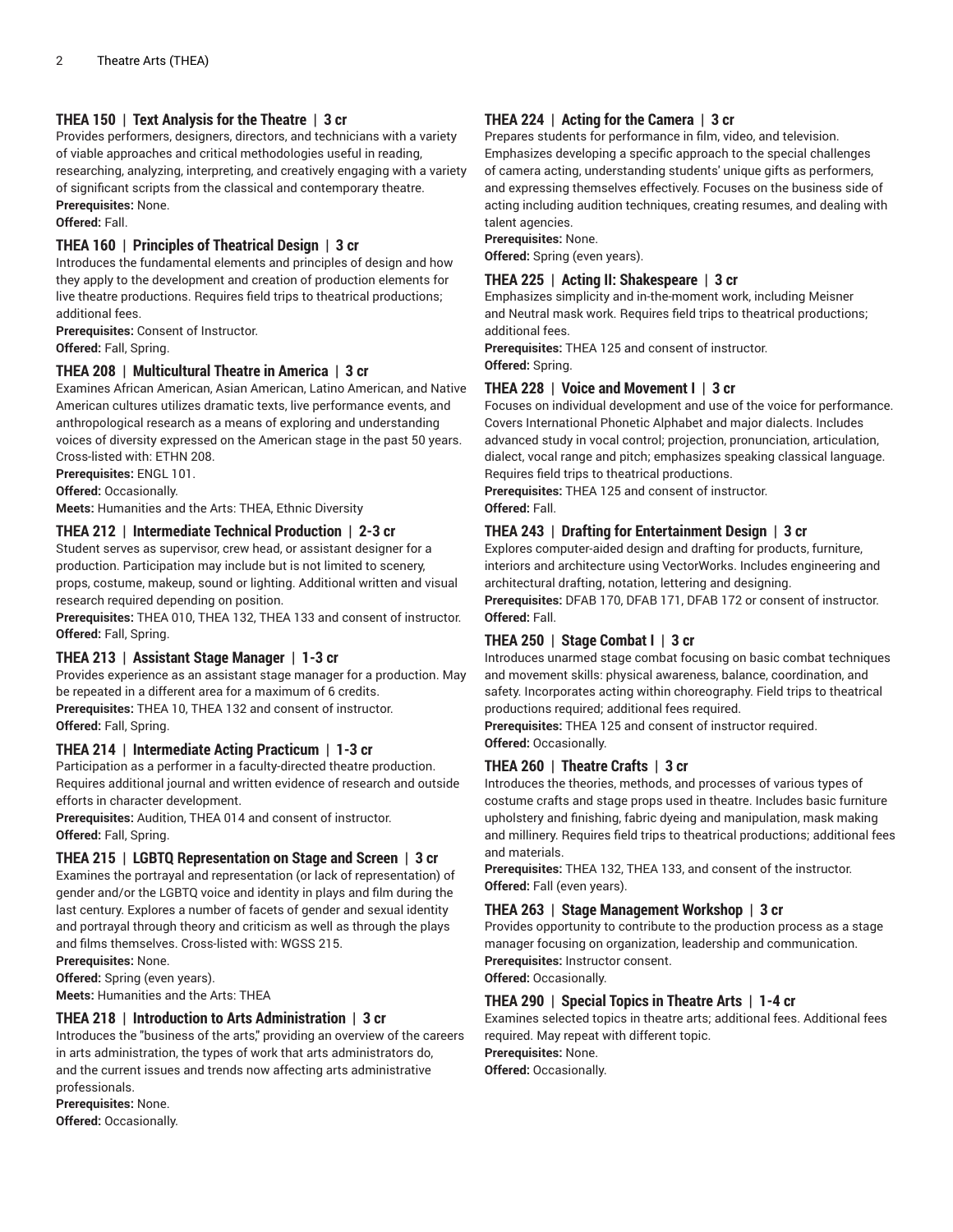### THEA 150 | Text Analysis for the Theatre | 3 cr

Provides performers, designers, directors, and technicians with a variety of viable approaches and critical methodologies useful in reading, researching, analyzing, interpreting, and creatively engaging with a variety of significant scripts from the classical and contemporary theatre.

**Prerequisites:** None.

**Offered:** Fall.

### THEA 160 | Principles of Theatrical Design | 3 cr

Introduces the fundamental elements and principles of design and how they apply to the development and creation of production elements for live theatre productions. Requires field trips to theatrical productions; additional fees.

**Prerequisites:** Consent of Instructor.

**Offered:** Fall, Spring.

### THEA 208 | Multicultural Theatre in America | 3 cr

Examines African American, Asian American, Latino American, and Native American cultures utilizes dramatic texts, live performance events, and anthropological research as a means of exploring and understanding voices of diversity expressed on the American stage in the past 50 years. Cross-listed with: ETHN 208.

**Prerequisites:** ENGL 101.

**Offered:** Occasionally.

**Meets:** Humanities and the Arts: THEA, Ethnic Diversity

### THEA 212 | Intermediate Technical Production | 2-3 cr

Student serves as supervisor, crew head, or assistant designer for a production. Participation may include but is not limited to scenery, props, costume, makeup, sound or lighting. Additional written and visual research required depending on position.

**Prerequisites:** THEA 010, THEA 132, THEA 133 and consent of instructor.

**Offered:** Fall, Spring.

### THEA 213 | Assistant Stage Manager | 1-3 cr

Provides experience as an assistant stage manager for a production. May be repeated in a different area for a maximum of 6 credits.

**Prerequisites:** THEA 10, THEA 132 and consent of instructor.

**Offered:** Fall, Spring.

### THEA 214 | Intermediate Acting Practicum | 1-3 cr

Participation as a performer in a faculty-directed theatre production. Requires additional journal and written evidence of research and outside efforts in character development.

**Prerequisites:** Audition, THEA 014 and consent of instructor.

**Offered:** Fall, Spring.

### THEA 215 | LGBTQ Representation on Stage and Screen | 3 cr

Examines the portrayal and representation (or lack of representation) of gender and/or the LGBTQ voice and identity in plays and film during the last century. Explores a number of facets of gender and sexual identity and portrayal through theory and criticism as well as through the plays and films themselves. Cross-listed with: WGSS 215.

**Prerequisites:** None.

**Offered:** Spring (even years).

**Meets:** Humanities and the Arts: THEA

### THEA 218 | Introduction to Arts Administration | 3 cr

Introduces the "business of the arts," providing an overview of the careers in arts administration, the types of work that arts administrators do, and the current issues and trends now affecting arts administrative professionals.

**Prerequisites:** None.

**Offered:** Occasionally.

### THEA 224 | Acting for the Camera | 3 cr

Prepares students for performance in film, video, and television. Emphasizes developing a specific approach to the special challenges of camera acting, understanding students' unique gifts as performers, and expressing themselves effectively. Focuses on the business side of acting including audition techniques, creating resumes, and dealing with talent agencies.

**Prerequisites:** None.

**Offered:** Spring (even years).

### THEA 225 | Acting II: Shakespeare | 3 cr

Emphasizes simplicity and in-the-moment work, including Meisner and Neutral mask work. Requires field trips to theatrical productions; additional fees.

**Prerequisites:** THEA 125 and consent of instructor.

**Offered:** Spring.

### THEA 228 | Voice and Movement I | 3 cr

Focuses on individual development and use of the voice for performance. Covers International Phonetic Alphabet and major dialects. Includes advanced study in vocal control; projection, pronunciation, articulation, dialect, vocal range and pitch; emphasizes speaking classical language. Requires field trips to theatrical productions.

**Prerequisites:** THEA 125 and consent of instructor.

**Offered:** Fall.

### THEA 243 | Drafting for Entertainment Design | 3 cr

Explores computer-aided design and drafting for products, furniture, interiors and architecture using VectorWorks. Includes engineering and architectural drafting, notation, lettering and designing.

**Prerequisites:** DFAB 170, DFAB 171, DFAB 172 or consent of instructor.

**Offered:** Fall.

### THEA 250 | Stage Combat I | 3 cr

Introduces unarmed stage combat focusing on basic combat techniques and movement skills: physical awareness, balance, coordination, and safety. Incorporates acting within choreography. Field trips to theatrical productions required; additional fees required.

**Prerequisites:** THEA 125 and consent of instructor required.

**Offered:** Occasionally.

### THEA 260 | Theatre Crafts | 3 cr

Introduces the theories, methods, and processes of various types of costume crafts and stage props used in theatre. Includes basic furniture upholstery and finishing, fabric dyeing and manipulation, mask making and millinery. Requires field trips to theatrical productions; additional fees and materials.

**Prerequisites:** THEA 132, THEA 133, and consent of the instructor.

**Offered:** Fall (even years).

### THEA 263 | Stage Management Workshop | 3 cr

Provides opportunity to contribute to the production process as a stage manager focusing on organization, leadership and communication.

**Prerequisites:** Instructor consent.

**Offered:** Occasionally.

### THEA 290 | Special Topics in Theatre Arts | 1-4 cr

Examines selected topics in theatre arts; additional fees. Additional fees required. May repeat with different topic.

**Prerequisites:** None.

**Offered:** Occasionally.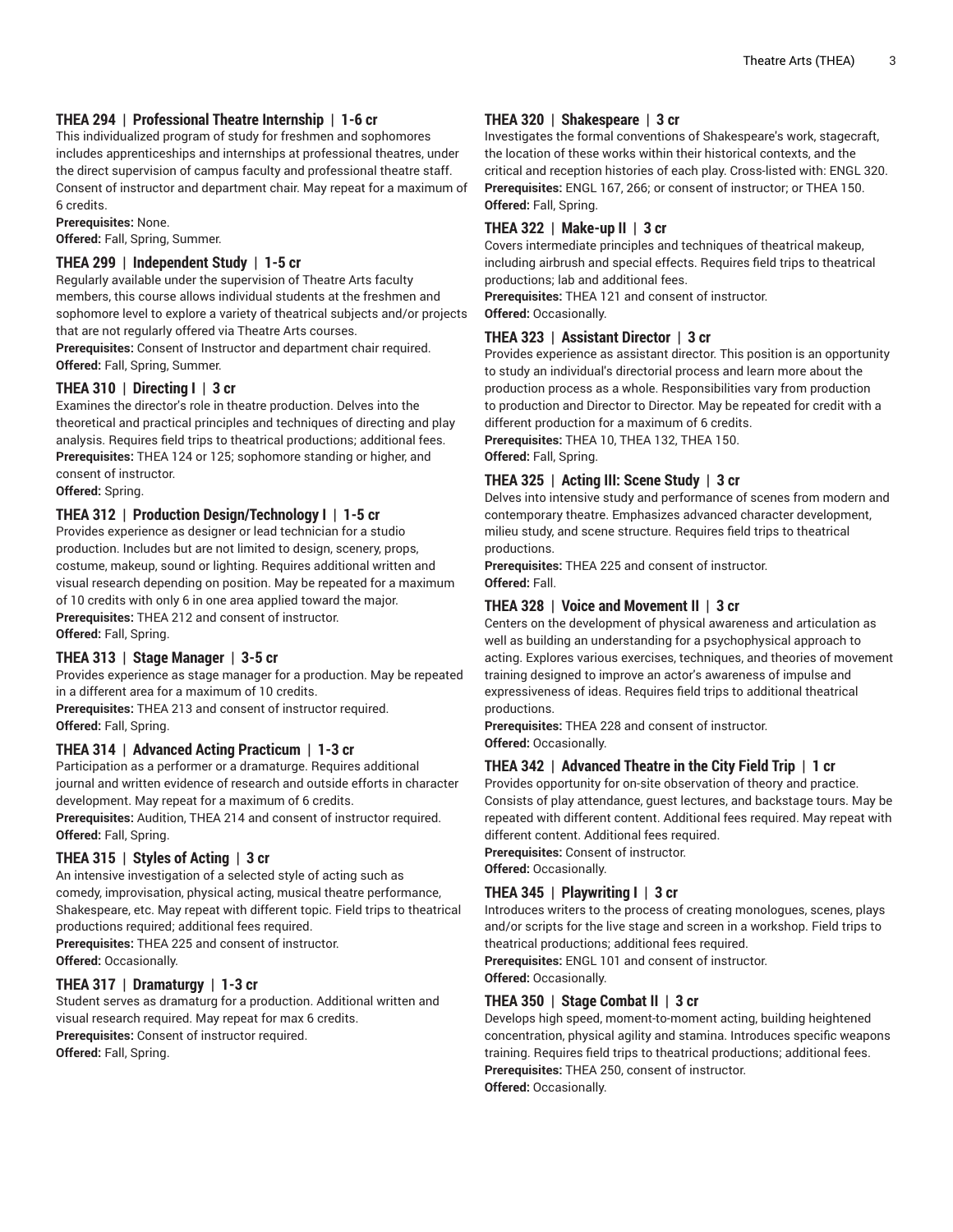### THEA 294 | Professional Theatre Internship | 1-6 cr

This individualized program of study for freshmen and sophomores includes apprenticeships and internships at professional theatres, under the direct supervision of campus faculty and professional theatre staff. Consent of instructor and department chair. May repeat for a maximum of 6 credits.

**Prerequisites:** None.
**Offered:** Fall, Spring, Summer.

### THEA 299 | Independent Study | 1-5 cr

Regularly available under the supervision of Theatre Arts faculty members, this course allows individual students at the freshmen and sophomore level to explore a variety of theatrical subjects and/or projects that are not regularly offered via Theatre Arts courses.

**Prerequisites:** Consent of Instructor and department chair required.
**Offered:** Fall, Spring, Summer.

### THEA 310 | Directing I | 3 cr

Examines the director's role in theatre production. Delves into the theoretical and practical principles and techniques of directing and play analysis. Requires field trips to theatrical productions; additional fees.

**Prerequisites:** THEA 124 or 125; sophomore standing or higher, and consent of instructor.
**Offered:** Spring.

### THEA 312 | Production Design/Technology I | 1-5 cr

Provides experience as designer or lead technician for a studio production. Includes but are not limited to design, scenery, props, costume, makeup, sound or lighting. Requires additional written and visual research depending on position. May be repeated for a maximum of 10 credits with only 6 in one area applied toward the major.

**Prerequisites:** THEA 212 and consent of instructor.
**Offered:** Fall, Spring.

### THEA 313 | Stage Manager | 3-5 cr

Provides experience as stage manager for a production. May be repeated in a different area for a maximum of 10 credits.

**Prerequisites:** THEA 213 and consent of instructor required.
**Offered:** Fall, Spring.

### THEA 314 | Advanced Acting Practicum | 1-3 cr

Participation as a performer or a dramaturge. Requires additional journal and written evidence of research and outside efforts in character development. May repeat for a maximum of 6 credits.

**Prerequisites:** Audition, THEA 214 and consent of instructor required.
**Offered:** Fall, Spring.

### THEA 315 | Styles of Acting | 3 cr

An intensive investigation of a selected style of acting such as comedy, improvisation, physical acting, musical theatre performance, Shakespeare, etc. May repeat with different topic. Field trips to theatrical productions required; additional fees required.

**Prerequisites:** THEA 225 and consent of instructor.
**Offered:** Occasionally.

### THEA 317 | Dramaturgy | 1-3 cr

Student serves as dramaturg for a production. Additional written and visual research required. May repeat for max 6 credits.

**Prerequisites:** Consent of instructor required.
**Offered:** Fall, Spring.

### THEA 320 | Shakespeare | 3 cr

Investigates the formal conventions of Shakespeare's work, stagecraft, the location of these works within their historical contexts, and the critical and reception histories of each play. Cross-listed with: ENGL 320.

**Prerequisites:** ENGL 167, 266; or consent of instructor; or THEA 150.
**Offered:** Fall, Spring.

### THEA 322 | Make-up II | 3 cr

Covers intermediate principles and techniques of theatrical makeup, including airbrush and special effects. Requires field trips to theatrical productions; lab and additional fees.

**Prerequisites:** THEA 121 and consent of instructor.
**Offered:** Occasionally.

### THEA 323 | Assistant Director | 3 cr

Provides experience as assistant director. This position is an opportunity to study an individual's directorial process and learn more about the production process as a whole. Responsibilities vary from production to production and Director to Director. May be repeated for credit with a different production for a maximum of 6 credits.

**Prerequisites:** THEA 10, THEA 132, THEA 150.
**Offered:** Fall, Spring.

### THEA 325 | Acting III: Scene Study | 3 cr

Delves into intensive study and performance of scenes from modern and contemporary theatre. Emphasizes advanced character development, milieu study, and scene structure. Requires field trips to theatrical productions.

**Prerequisites:** THEA 225 and consent of instructor.
**Offered:** Fall.

### THEA 328 | Voice and Movement II | 3 cr

Centers on the development of physical awareness and articulation as well as building an understanding for a psychophysical approach to acting. Explores various exercises, techniques, and theories of movement training designed to improve an actor's awareness of impulse and expressiveness of ideas. Requires field trips to additional theatrical productions.

**Prerequisites:** THEA 228 and consent of instructor.
**Offered:** Occasionally.

### THEA 342 | Advanced Theatre in the City Field Trip | 1 cr

Provides opportunity for on-site observation of theory and practice. Consists of play attendance, guest lectures, and backstage tours. May be repeated with different content. Additional fees required. May repeat with different content. Additional fees required.

**Prerequisites:** Consent of instructor.
**Offered:** Occasionally.

### THEA 345 | Playwriting I | 3 cr

Introduces writers to the process of creating monologues, scenes, plays and/or scripts for the live stage and screen in a workshop. Field trips to theatrical productions; additional fees required.

**Prerequisites:** ENGL 101 and consent of instructor.
**Offered:** Occasionally.

### THEA 350 | Stage Combat II | 3 cr

Develops high speed, moment-to-moment acting, building heightened concentration, physical agility and stamina. Introduces specific weapons training. Requires field trips to theatrical productions; additional fees.

**Prerequisites:** THEA 250, consent of instructor.
**Offered:** Occasionally.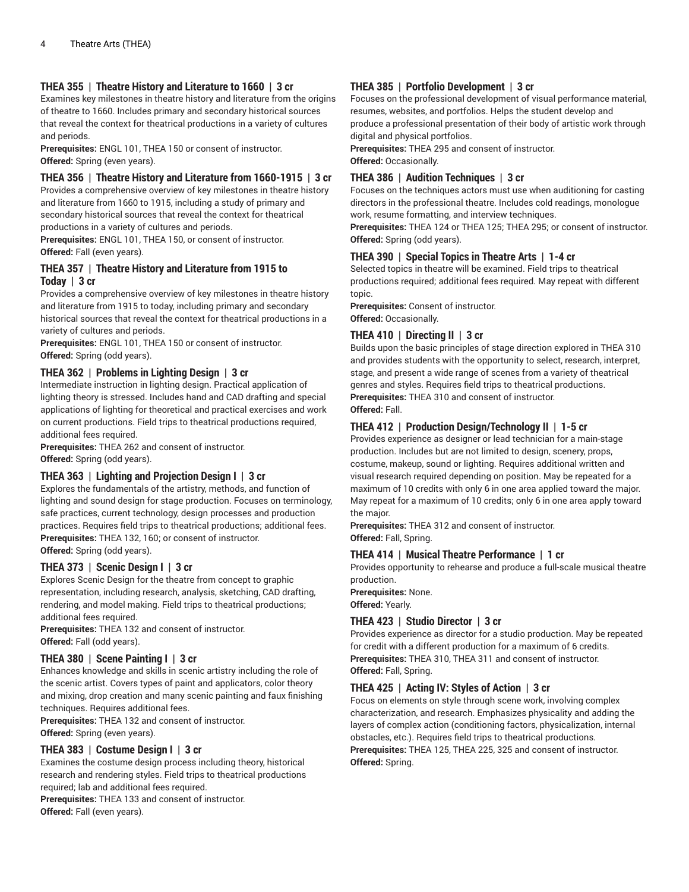#### THEA 355 | Theatre History and Literature to 1660 | 3 cr

Examines key milestones in theatre history and literature from the origins of theatre to 1660. Includes primary and secondary historical sources that reveal the context for theatrical productions in a variety of cultures and periods.

**Prerequisites:** ENGL 101, THEA 150 or consent of instructor.
**Offered:** Spring (even years).

#### THEA 356 | Theatre History and Literature from 1660-1915 | 3 cr

Provides a comprehensive overview of key milestones in theatre history and literature from 1660 to 1915, including a study of primary and secondary historical sources that reveal the context for theatrical productions in a variety of cultures and periods.

**Prerequisites:** ENGL 101, THEA 150, or consent of instructor.
**Offered:** Fall (even years).

#### THEA 357 | Theatre History and Literature from 1915 to Today | 3 cr

Provides a comprehensive overview of key milestones in theatre history and literature from 1915 to today, including primary and secondary historical sources that reveal the context for theatrical productions in a variety of cultures and periods.

**Prerequisites:** ENGL 101, THEA 150 or consent of instructor.
**Offered:** Spring (odd years).

#### THEA 362 | Problems in Lighting Design | 3 cr

Intermediate instruction in lighting design. Practical application of lighting theory is stressed. Includes hand and CAD drafting and special applications of lighting for theoretical and practical exercises and work on current productions. Field trips to theatrical productions required, additional fees required.

**Prerequisites:** THEA 262 and consent of instructor.
**Offered:** Spring (odd years).

#### THEA 363 | Lighting and Projection Design I | 3 cr

Explores the fundamentals of the artistry, methods, and function of lighting and sound design for stage production. Focuses on terminology, safe practices, current technology, design processes and production practices. Requires field trips to theatrical productions; additional fees.

**Prerequisites:** THEA 132, 160; or consent of instructor.
**Offered:** Spring (odd years).

#### THEA 373 | Scenic Design I | 3 cr

Explores Scenic Design for the theatre from concept to graphic representation, including research, analysis, sketching, CAD drafting, rendering, and model making. Field trips to theatrical productions; additional fees required.

**Prerequisites:** THEA 132 and consent of instructor.
**Offered:** Fall (odd years).

#### THEA 380 | Scene Painting I | 3 cr

Enhances knowledge and skills in scenic artistry including the role of the scenic artist. Covers types of paint and applicators, color theory and mixing, drop creation and many scenic painting and faux finishing techniques. Requires additional fees.

**Prerequisites:** THEA 132 and consent of instructor.
**Offered:** Spring (even years).

#### THEA 383 | Costume Design I | 3 cr

Examines the costume design process including theory, historical research and rendering styles. Field trips to theatrical productions required; lab and additional fees required.

**Prerequisites:** THEA 133 and consent of instructor.
**Offered:** Fall (even years).

#### THEA 385 | Portfolio Development | 3 cr

Focuses on the professional development of visual performance material, resumes, websites, and portfolios. Helps the student develop and produce a professional presentation of their body of artistic work through digital and physical portfolios.

**Prerequisites:** THEA 295 and consent of instructor.
**Offered:** Occasionally.

#### THEA 386 | Audition Techniques | 3 cr

Focuses on the techniques actors must use when auditioning for casting directors in the professional theatre. Includes cold readings, monologue work, resume formatting, and interview techniques.

**Prerequisites:** THEA 124 or THEA 125; THEA 295; or consent of instructor.
**Offered:** Spring (odd years).

#### THEA 390 | Special Topics in Theatre Arts | 1-4 cr

Selected topics in theatre will be examined. Field trips to theatrical productions required; additional fees required. May repeat with different topic.

**Prerequisites:** Consent of instructor.
**Offered:** Occasionally.

#### THEA 410 | Directing II | 3 cr

Builds upon the basic principles of stage direction explored in THEA 310 and provides students with the opportunity to select, research, interpret, stage, and present a wide range of scenes from a variety of theatrical genres and styles. Requires field trips to theatrical productions.

**Prerequisites:** THEA 310 and consent of instructor.
**Offered:** Fall.

#### THEA 412 | Production Design/Technology II | 1-5 cr

Provides experience as designer or lead technician for a main-stage production. Includes but are not limited to design, scenery, props, costume, makeup, sound or lighting. Requires additional written and visual research required depending on position. May be repeated for a maximum of 10 credits with only 6 in one area applied toward the major. May repeat for a maximum of 10 credits; only 6 in one area apply toward the major.

**Prerequisites:** THEA 312 and consent of instructor.
**Offered:** Fall, Spring.

#### THEA 414 | Musical Theatre Performance | 1 cr

Provides opportunity to rehearse and produce a full-scale musical theatre production.

**Prerequisites:** None.
**Offered:** Yearly.

#### THEA 423 | Studio Director | 3 cr

Provides experience as director for a studio production. May be repeated for credit with a different production for a maximum of 6 credits.

**Prerequisites:** THEA 310, THEA 311 and consent of instructor.
**Offered:** Fall, Spring.

#### THEA 425 | Acting IV: Styles of Action | 3 cr

Focus on elements on style through scene work, involving complex characterization, and research. Emphasizes physicality and adding the layers of complex action (conditioning factors, physicalization, internal obstacles, etc.). Requires field trips to theatrical productions.

**Prerequisites:** THEA 125, THEA 225, 325 and consent of instructor.
**Offered:** Spring.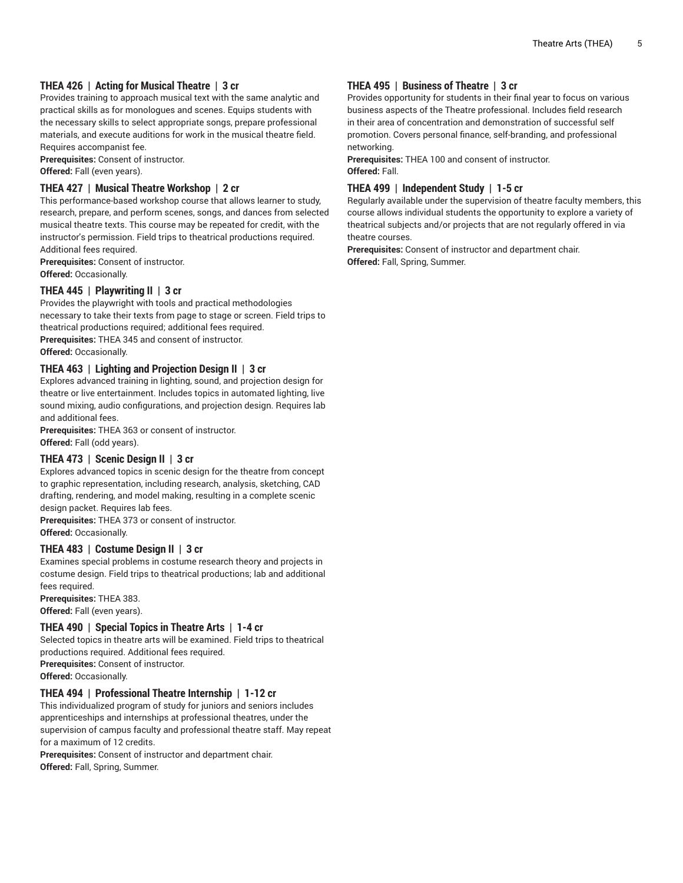**THEA 426 | Acting for Musical Theatre | 3 cr**
Provides training to approach musical text with the same analytic and practical skills as for monologues and scenes. Equips students with the necessary skills to select appropriate songs, prepare professional materials, and execute auditions for work in the musical theatre field. Requires accompanist fee.
**Prerequisites:** Consent of instructor.
**Offered:** Fall (even years).

**THEA 427 | Musical Theatre Workshop | 2 cr**
This performance-based workshop course that allows learner to study, research, prepare, and perform scenes, songs, and dances from selected musical theatre texts. This course may be repeated for credit, with the instructor's permission. Field trips to theatrical productions required. Additional fees required.
**Prerequisites:** Consent of instructor.
**Offered:** Occasionally.

**THEA 445 | Playwriting II | 3 cr**
Provides the playwright with tools and practical methodologies necessary to take their texts from page to stage or screen. Field trips to theatrical productions required; additional fees required.
**Prerequisites:** THEA 345 and consent of instructor.
**Offered:** Occasionally.

**THEA 463 | Lighting and Projection Design II | 3 cr**
Explores advanced training in lighting, sound, and projection design for theatre or live entertainment. Includes topics in automated lighting, live sound mixing, audio configurations, and projection design. Requires lab and additional fees.
**Prerequisites:** THEA 363 or consent of instructor.
**Offered:** Fall (odd years).

**THEA 473 | Scenic Design II | 3 cr**
Explores advanced topics in scenic design for the theatre from concept to graphic representation, including research, analysis, sketching, CAD drafting, rendering, and model making, resulting in a complete scenic design packet. Requires lab fees.
**Prerequisites:** THEA 373 or consent of instructor.
**Offered:** Occasionally.

**THEA 483 | Costume Design II | 3 cr**
Examines special problems in costume research theory and projects in costume design. Field trips to theatrical productions; lab and additional fees required.
**Prerequisites:** THEA 383.
**Offered:** Fall (even years).

**THEA 490 | Special Topics in Theatre Arts | 1-4 cr**
Selected topics in theatre arts will be examined. Field trips to theatrical productions required. Additional fees required.
**Prerequisites:** Consent of instructor.
**Offered:** Occasionally.

**THEA 494 | Professional Theatre Internship | 1-12 cr**
This individualized program of study for juniors and seniors includes apprenticeships and internships at professional theatres, under the supervision of campus faculty and professional theatre staff. May repeat for a maximum of 12 credits.
**Prerequisites:** Consent of instructor and department chair.
**Offered:** Fall, Spring, Summer.

**THEA 495 | Business of Theatre | 3 cr**
Provides opportunity for students in their final year to focus on various business aspects of the Theatre professional. Includes field research in their area of concentration and demonstration of successful self promotion. Covers personal finance, self-branding, and professional networking.
**Prerequisites:** THEA 100 and consent of instructor.
**Offered:** Fall.

**THEA 499 | Independent Study | 1-5 cr**
Regularly available under the supervision of theatre faculty members, this course allows individual students the opportunity to explore a variety of theatrical subjects and/or projects that are not regularly offered in via theatre courses.
**Prerequisites:** Consent of instructor and department chair.
**Offered:** Fall, Spring, Summer.